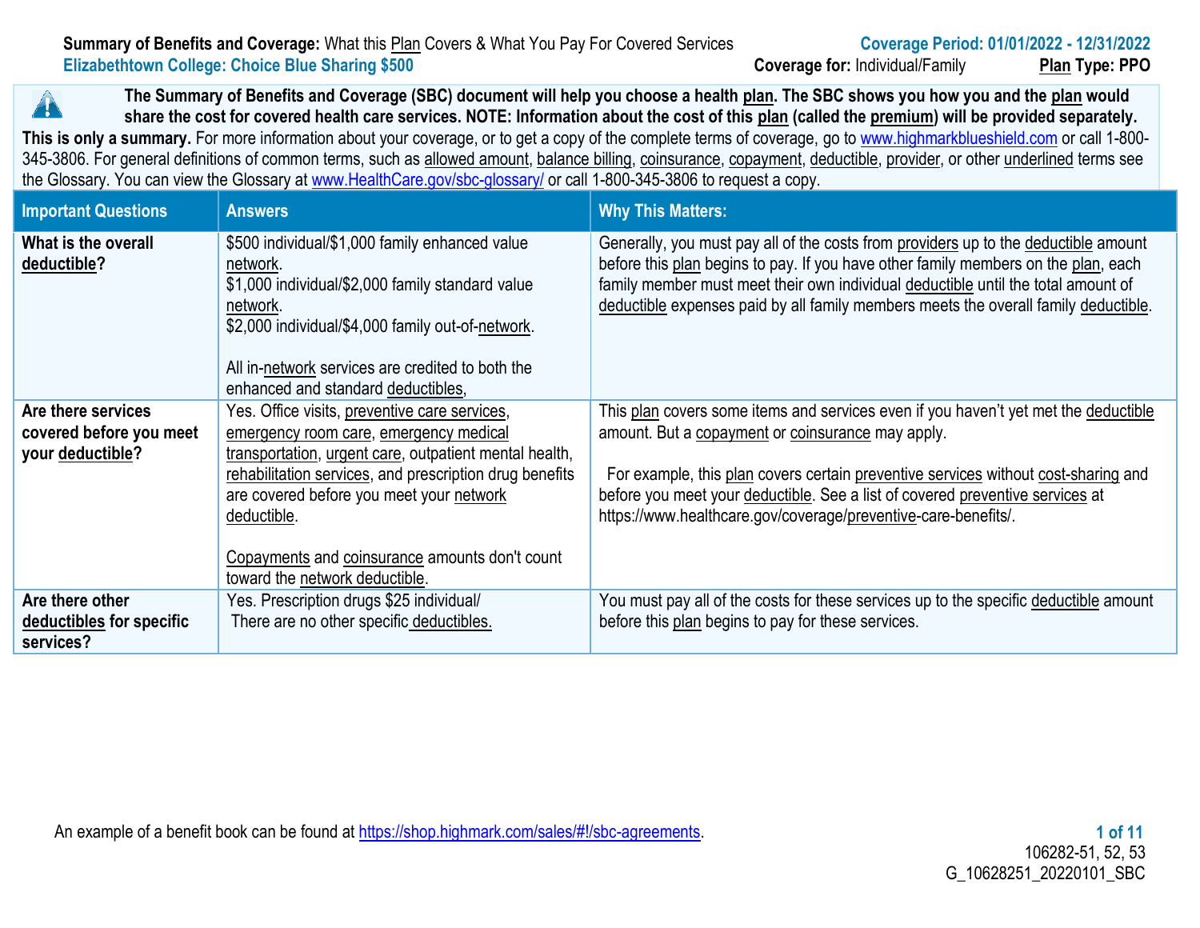**Summary of Benefits and Coverage:** What this Plan Covers & What You Pay For Covered Services
**Coverage Period: 01/01/2022 - 12/31/2022**
**Elizabethtown College: Choice Blue Sharing $500**
**Coverage for:** Individual/Family **Plan Type: PPO**

**The Summary of Benefits and Coverage (SBC) document will help you choose a health plan. The SBC shows you how you and the plan would share the cost for covered health care services. NOTE: Information about the cost of this plan (called the premium) will be provided separately. This is only a summary.** For more information about your coverage, or to get a copy of the complete terms of coverage, go to www.highmarkblueshield.com or call 1-800-345-3806. For general definitions of common terms, such as allowed amount, balance billing, coinsurance, copayment, deductible, provider, or other underlined terms see the Glossary. You can view the Glossary at www.HealthCare.gov/sbc-glossary/ or call 1-800-345-3806 to request a copy.

| Important Questions | Answers | Why This Matters: |
|---|---|---|
| **What is the overall deductible?** | $500 individual/$1,000 family enhanced value network.<br>$1,000 individual/$2,000 family standard value network.<br>$2,000 individual/$4,000 family out-of-network.<br><br>All in-network services are credited to both the enhanced and standard deductibles, | Generally, you must pay all of the costs from providers up to the deductible amount before this plan begins to pay. If you have other family members on the plan, each family member must meet their own individual deductible until the total amount of deductible expenses paid by all family members meets the overall family deductible. |
| **Are there services covered before you meet your deductible?** | Yes. Office visits, preventive care services, emergency room care, emergency medical transportation, urgent care, outpatient mental health, rehabilitation services, and prescription drug benefits are covered before you meet your network deductible.<br><br>Copayments and coinsurance amounts don't count toward the network deductible. | This plan covers some items and services even if you haven't yet met the deductible amount. But a copayment or coinsurance may apply.<br><br>For example, this plan covers certain preventive services without cost-sharing and before you meet your deductible. See a list of covered preventive services at https://www.healthcare.gov/coverage/preventive-care-benefits/. |
| **Are there other deductibles for specific services?** | Yes. Prescription drugs $25 individual/<br>There are no other specific deductibles. | You must pay all of the costs for these services up to the specific deductible amount before this plan begins to pay for these services. |

An example of a benefit book can be found at https://shop.highmark.com/sales/#!/sbc-agreements.

106282-51, 52, 53
G_10628251_20220101_SBC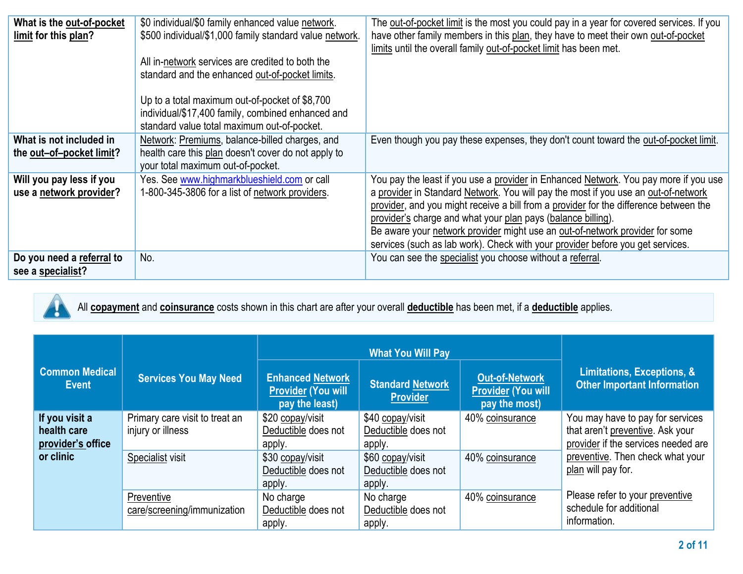| | | |
|---|---|---|
| **What is the out-of-pocket limit for this plan?** | $0 individual/$0 family enhanced value network.<br>$500 individual/$1,000 family standard value network.<br><br>All in-network services are credited to both the standard and the enhanced out-of-pocket limits.<br><br>Up to a total maximum out-of-pocket of $8,700 individual/$17,400 family, combined enhanced and standard value total maximum out-of-pocket. | The out-of-pocket limit is the most you could pay in a year for covered services. If you have other family members in this plan, they have to meet their own out-of-pocket limits until the overall family out-of-pocket limit has been met. |
| **What is not included in the out–of–pocket limit?** | Network: Premiums, balance-billed charges, and health care this plan doesn't cover do not apply to your total maximum out-of-pocket. | Even though you pay these expenses, they don't count toward the out-of-pocket limit. |
| **Will you pay less if you use a network provider?** | Yes. See www.highmarkblueshield.com or call 1-800-345-3806 for a list of network providers. | You pay the least if you use a provider in Enhanced Network. You pay more if you use a provider in Standard Network. You will pay the most if you use an out-of-network provider, and you might receive a bill from a provider for the difference between the provider's charge and what your plan pays (balance billing).<br>Be aware your network provider might use an out-of-network provider for some services (such as lab work). Check with your provider before you get services. |
| **Do you need a referral to see a specialist?** | No. | You can see the specialist you choose without a referral. |

All **copayment** and **coinsurance** costs shown in this chart are after your overall **deductible** has been met, if a **deductible** applies.

| Common Medical Event | Services You May Need | What You Will Pay | | | Limitations, Exceptions, & Other Important Information |
|---|---|---|---|---|---|
| | | Enhanced Network Provider (You will pay the least) | Standard Network Provider | Out-of-Network Provider (You will pay the most) | |
| **If you visit a health care provider's office or clinic** | Primary care visit to treat an injury or illness | $20 copay/visit<br>Deductible does not apply. | $40 copay/visit<br>Deductible does not apply. | 40% coinsurance | You may have to pay for services that aren't preventive. Ask your provider if the services needed are preventive. Then check what your plan will pay for.<br><br>Please refer to your preventive schedule for additional information. |
| | Specialist visit | $30 copay/visit<br>Deductible does not apply. | $60 copay/visit<br>Deductible does not apply. | 40% coinsurance | |
| | Preventive care/screening/immunization | No charge<br>Deductible does not apply. | No charge<br>Deductible does not apply. | 40% coinsurance | |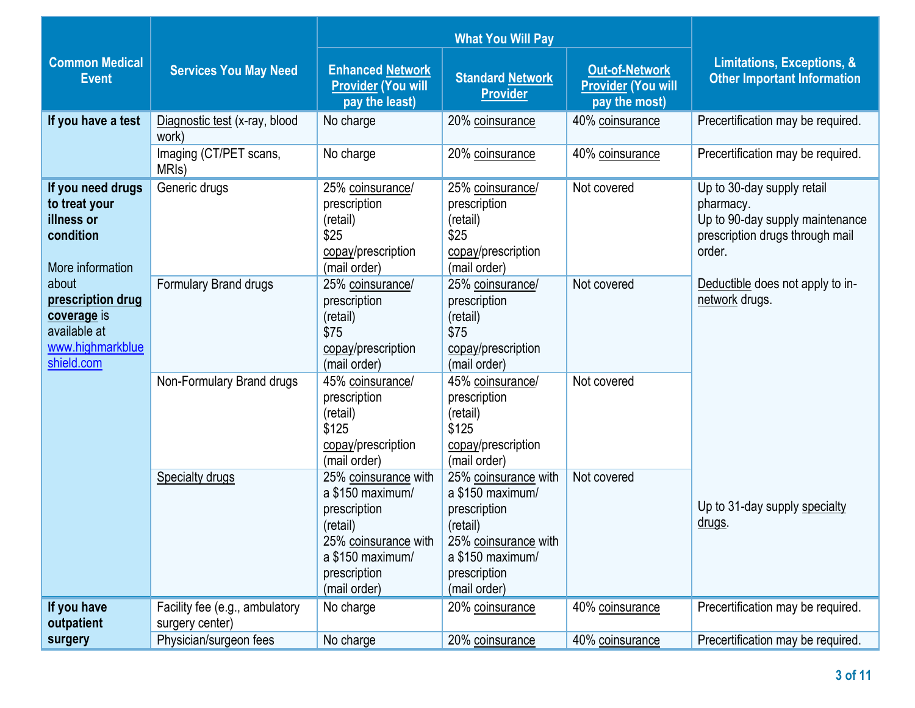| Common Medical Event | Services You May Need | What You Will Pay | | | Limitations, Exceptions, & Other Important Information |
|---|---|---|---|---|---|
| | | Enhanced Network Provider (You will pay the least) | Standard Network Provider | Out-of-Network Provider (You will pay the most) | |
| **If you have a test** | Diagnostic test (x-ray, blood work) | No charge | 20% coinsurance | 40% coinsurance | Precertification may be required. |
| | Imaging (CT/PET scans, MRIs) | No charge | 20% coinsurance | 40% coinsurance | Precertification may be required. |
| **If you need drugs to treat your illness or condition**<br><br>More information about **prescription drug coverage** is available at www.highmarkblueshield.com | Generic drugs | 25% coinsurance/ prescription (retail)<br>$25 copay/prescription (mail order) | 25% coinsurance/ prescription (retail)<br>$25 copay/prescription (mail order) | Not covered | Up to 30-day supply retail pharmacy.<br>Up to 90-day supply maintenance prescription drugs through mail order.<br><br>Deductible does not apply to in-network drugs. |
| | Formulary Brand drugs | 25% coinsurance/ prescription (retail)<br>$75 copay/prescription (mail order) | 25% coinsurance/ prescription (retail)<br>$75 copay/prescription (mail order) | Not covered | |
| | Non-Formulary Brand drugs | 45% coinsurance/ prescription (retail)<br>$125 copay/prescription (mail order) | 45% coinsurance/ prescription (retail)<br>$125 copay/prescription (mail order) | Not covered | |
| | Specialty drugs | 25% coinsurance with a $150 maximum/ prescription (retail)<br>25% coinsurance with a $150 maximum/ prescription (mail order) | 25% coinsurance with a $150 maximum/ prescription (retail)<br>25% coinsurance with a $150 maximum/ prescription (mail order) | Not covered | Up to 31-day supply specialty drugs. |
| **If you have outpatient surgery** | Facility fee (e.g., ambulatory surgery center) | No charge | 20% coinsurance | 40% coinsurance | Precertification may be required. |
| | Physician/surgeon fees | No charge | 20% coinsurance | 40% coinsurance | Precertification may be required. |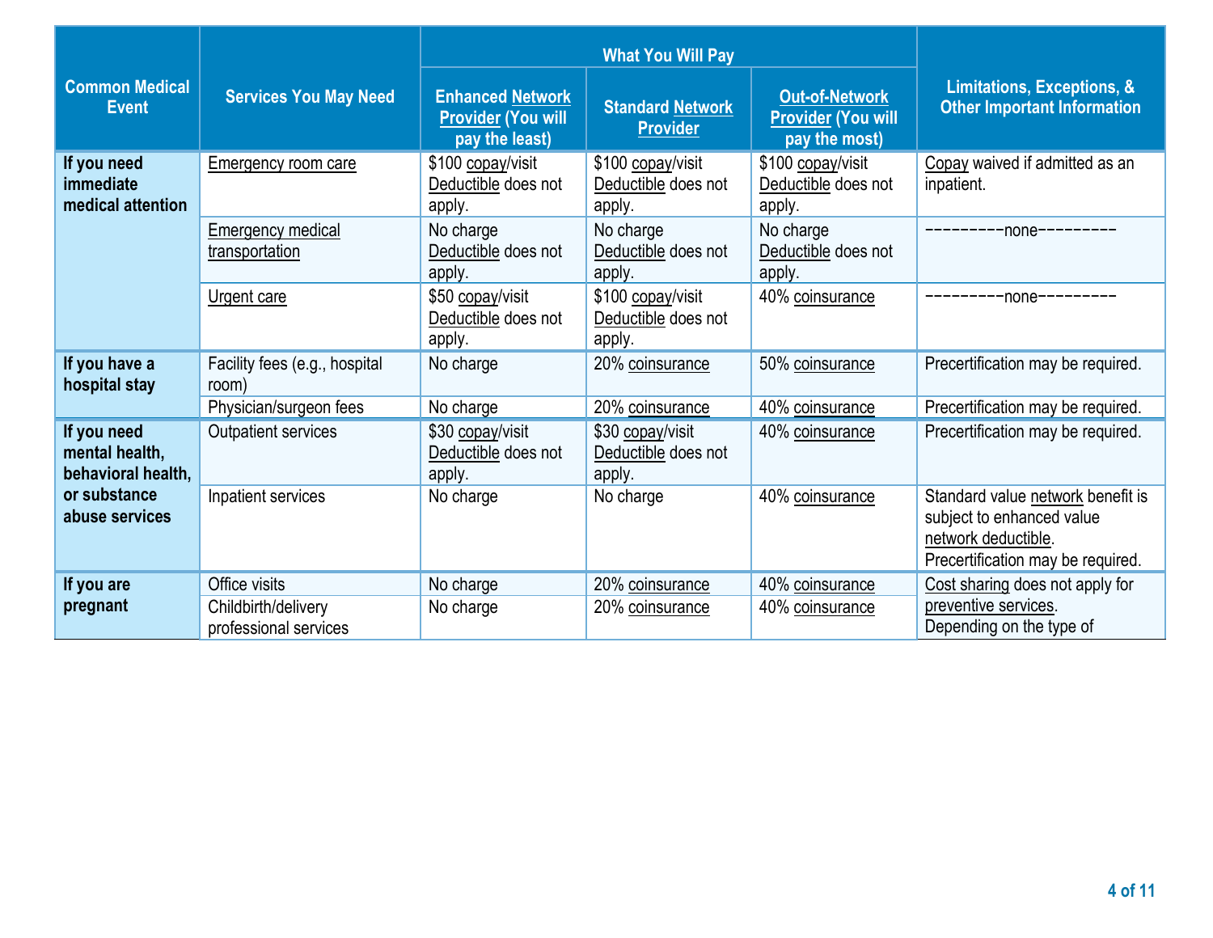| Common Medical Event | Services You May Need | What You Will Pay | | | Limitations, Exceptions, & Other Important Information |
|---|---|---|---|---|---|
| | | Enhanced Network Provider (You will pay the least) | Standard Network Provider | Out-of-Network Provider (You will pay the most) | |
| If you need immediate medical attention | Emergency room care | $100 copay/visit Deductible does not apply. | $100 copay/visit Deductible does not apply. | $100 copay/visit Deductible does not apply. | Copay waived if admitted as an inpatient. |
| | Emergency medical transportation | No charge Deductible does not apply. | No charge Deductible does not apply. | No charge Deductible does not apply. | ---------none--------- |
| | Urgent care | $50 copay/visit Deductible does not apply. | $100 copay/visit Deductible does not apply. | 40% coinsurance | ---------none--------- |
| If you have a hospital stay | Facility fees (e.g., hospital room) | No charge | 20% coinsurance | 50% coinsurance | Precertification may be required. |
| | Physician/surgeon fees | No charge | 20% coinsurance | 40% coinsurance | Precertification may be required. |
| If you need mental health, behavioral health, or substance abuse services | Outpatient services | $30 copay/visit Deductible does not apply. | $30 copay/visit Deductible does not apply. | 40% coinsurance | Precertification may be required. |
| | Inpatient services | No charge | No charge | 40% coinsurance | Standard value network benefit is subject to enhanced value network deductible. Precertification may be required. |
| If you are pregnant | Office visits | No charge | 20% coinsurance | 40% coinsurance | Cost sharing does not apply for preventive services. Depending on the type of |
| | Childbirth/delivery professional services | No charge | 20% coinsurance | 40% coinsurance | |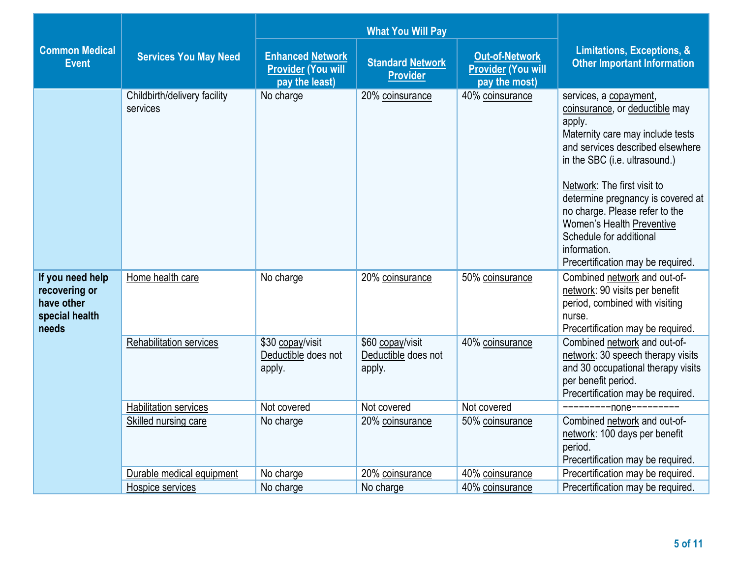| Common Medical Event | Services You May Need | What You Will Pay | | | Limitations, Exceptions, & Other Important Information |
|---|---|---|---|---|---|
| | | Enhanced Network Provider (You will pay the least) | Standard Network Provider | Out-of-Network Provider (You will pay the most) | |
| | Childbirth/delivery facility services | No charge | 20% coinsurance | 40% coinsurance | services, a copayment, coinsurance, or deductible may apply.<br>Maternity care may include tests and services described elsewhere in the SBC (i.e. ultrasound.)<br><br>Network: The first visit to determine pregnancy is covered at no charge. Please refer to the Women's Health Preventive Schedule for additional information.<br>Precertification may be required. |
| **If you need help recovering or have other special health needs** | Home health care | No charge | 20% coinsurance | 50% coinsurance | Combined network and out-of-network: 90 visits per benefit period, combined with visiting nurse.<br>Precertification may be required. |
| | Rehabilitation services | $30 copay/visit<br>Deductible does not apply. | $60 copay/visit<br>Deductible does not apply. | 40% coinsurance | Combined network and out-of-network: 30 speech therapy visits and 30 occupational therapy visits per benefit period.<br>Precertification may be required. |
| | Habilitation services | Not covered | Not covered | Not covered | ---------none--------- |
| | Skilled nursing care | No charge | 20% coinsurance | 50% coinsurance | Combined network and out-of-network: 100 days per benefit period.<br>Precertification may be required. |
| | Durable medical equipment | No charge | 20% coinsurance | 40% coinsurance | Precertification may be required. |
| | Hospice services | No charge | No charge | 40% coinsurance | Precertification may be required. |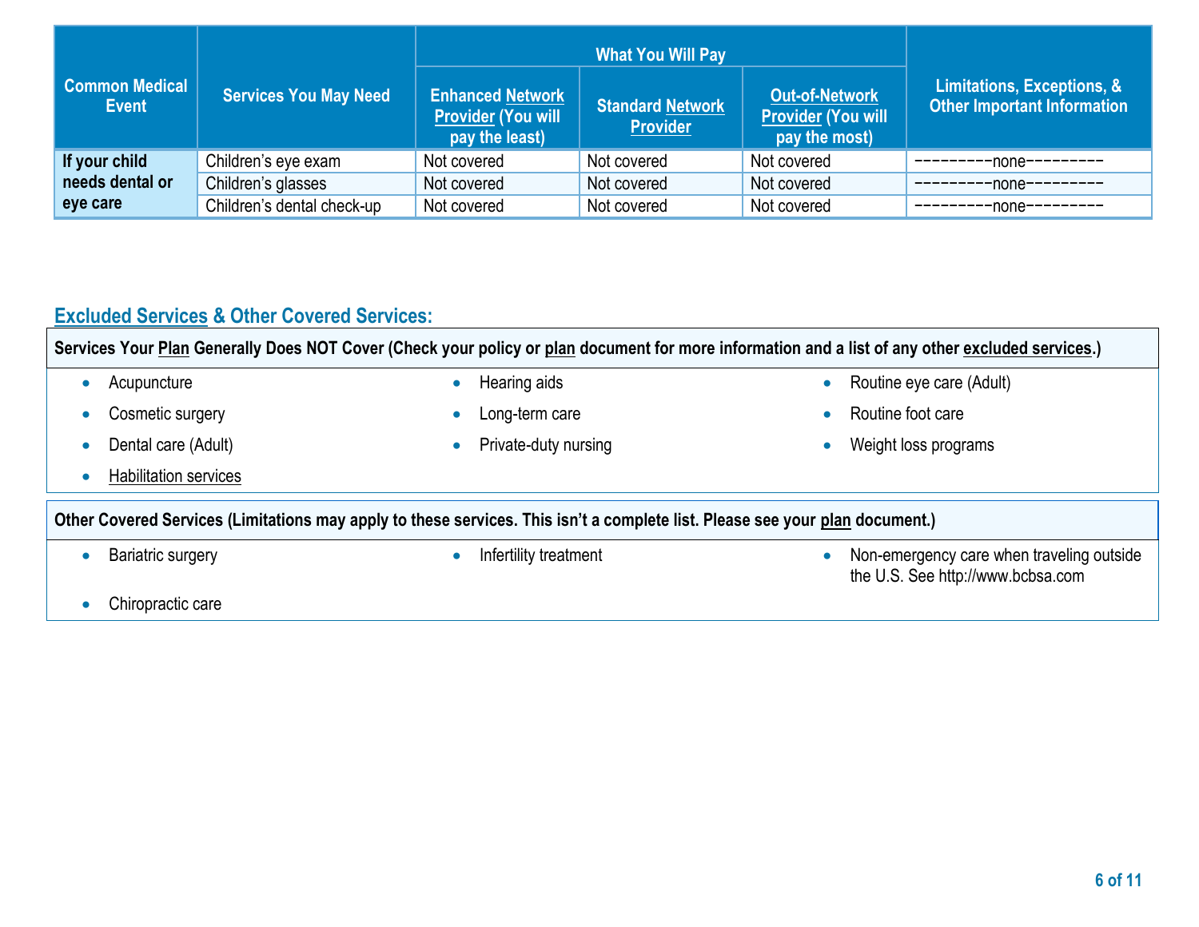| Common Medical Event | Services You May Need | What You Will Pay | | | Limitations, Exceptions, & Other Important Information |
|---|---|---|---|---|---|
| | | Enhanced Network Provider (You will pay the least) | Standard Network Provider | Out-of-Network Provider (You will pay the most) | |
| **If your child needs dental or eye care** | Children's eye exam | Not covered | Not covered | Not covered | ---------none--------- |
| | Children's glasses | Not covered | Not covered | Not covered | ---------none--------- |
| | Children's dental check-up | Not covered | Not covered | Not covered | ---------none--------- |

## Excluded Services & Other Covered Services:

**Services Your Plan Generally Does NOT Cover (Check your policy or plan document for more information and a list of any other excluded services.)**

- Acupuncture
- Cosmetic surgery
- Dental care (Adult)
- Habilitation services
- Hearing aids
- Long-term care
- Private-duty nursing
- Routine eye care (Adult)
- Routine foot care
- Weight loss programs

**Other Covered Services (Limitations may apply to these services. This isn't a complete list. Please see your plan document.)**

- Bariatric surgery
- Chiropractic care
- Infertility treatment
- Non-emergency care when traveling outside the U.S. See http://www.bcbsa.com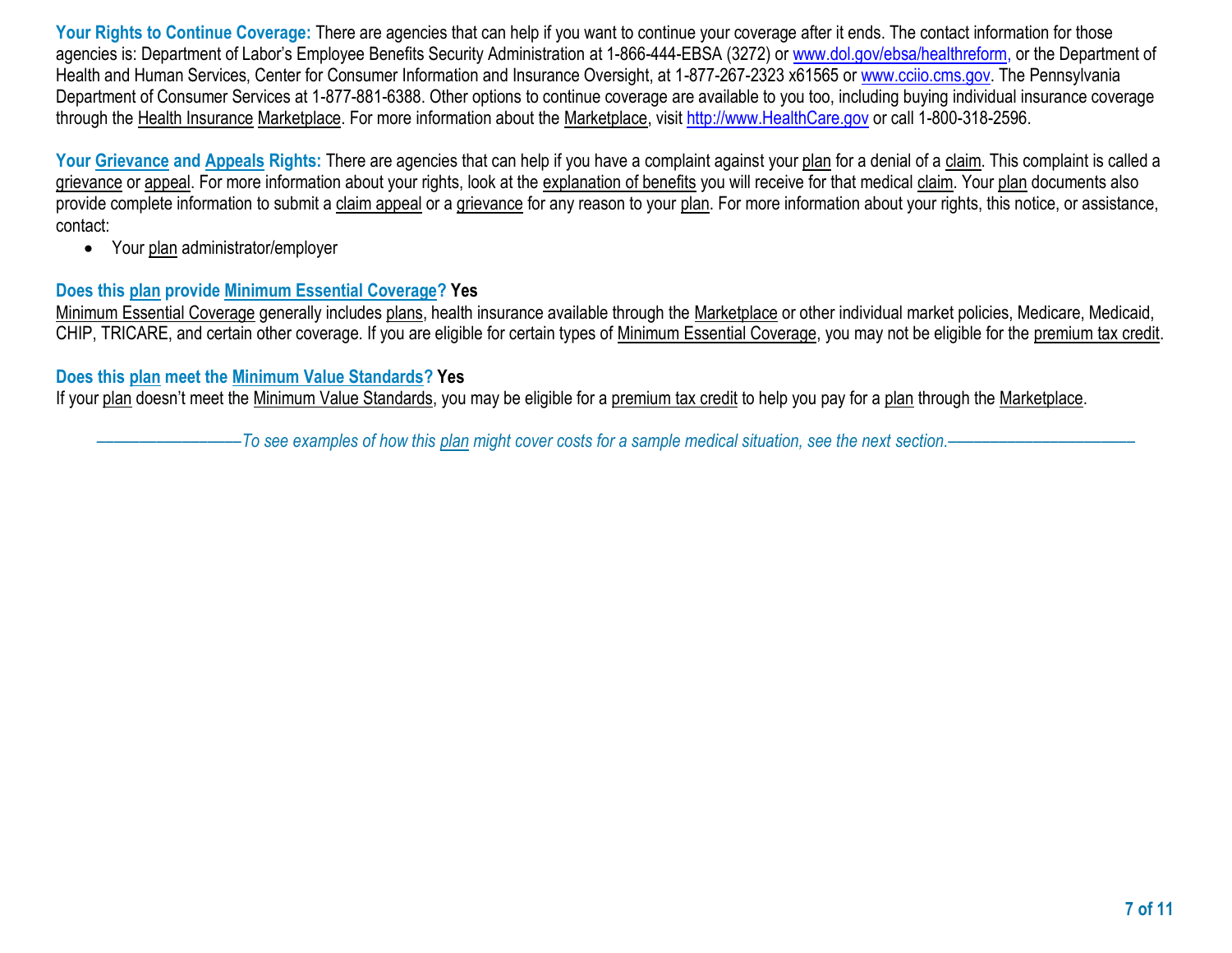**Your Rights to Continue Coverage:** There are agencies that can help if you want to continue your coverage after it ends. The contact information for those agencies is: Department of Labor's Employee Benefits Security Administration at 1-866-444-EBSA (3272) or www.dol.gov/ebsa/healthreform, or the Department of Health and Human Services, Center for Consumer Information and Insurance Oversight, at 1-877-267-2323 x61565 or www.cciio.cms.gov. The Pennsylvania Department of Consumer Services at 1-877-881-6388. Other options to continue coverage are available to you too, including buying individual insurance coverage through the Health Insurance Marketplace. For more information about the Marketplace, visit http://www.HealthCare.gov or call 1-800-318-2596.

**Your Grievance and Appeals Rights:** There are agencies that can help if you have a complaint against your plan for a denial of a claim. This complaint is called a grievance or appeal. For more information about your rights, look at the explanation of benefits you will receive for that medical claim. Your plan documents also provide complete information to submit a claim appeal or a grievance for any reason to your plan. For more information about your rights, this notice, or assistance, contact:

- Your plan administrator/employer

**Does this plan provide Minimum Essential Coverage? Yes**

Minimum Essential Coverage generally includes plans, health insurance available through the Marketplace or other individual market policies, Medicare, Medicaid, CHIP, TRICARE, and certain other coverage. If you are eligible for certain types of Minimum Essential Coverage, you may not be eligible for the premium tax credit.

**Does this plan meet the Minimum Value Standards? Yes**

If your plan doesn't meet the Minimum Value Standards, you may be eligible for a premium tax credit to help you pay for a plan through the Marketplace.

*——————————To see examples of how this plan might cover costs for a sample medical situation, see the next section.——————————*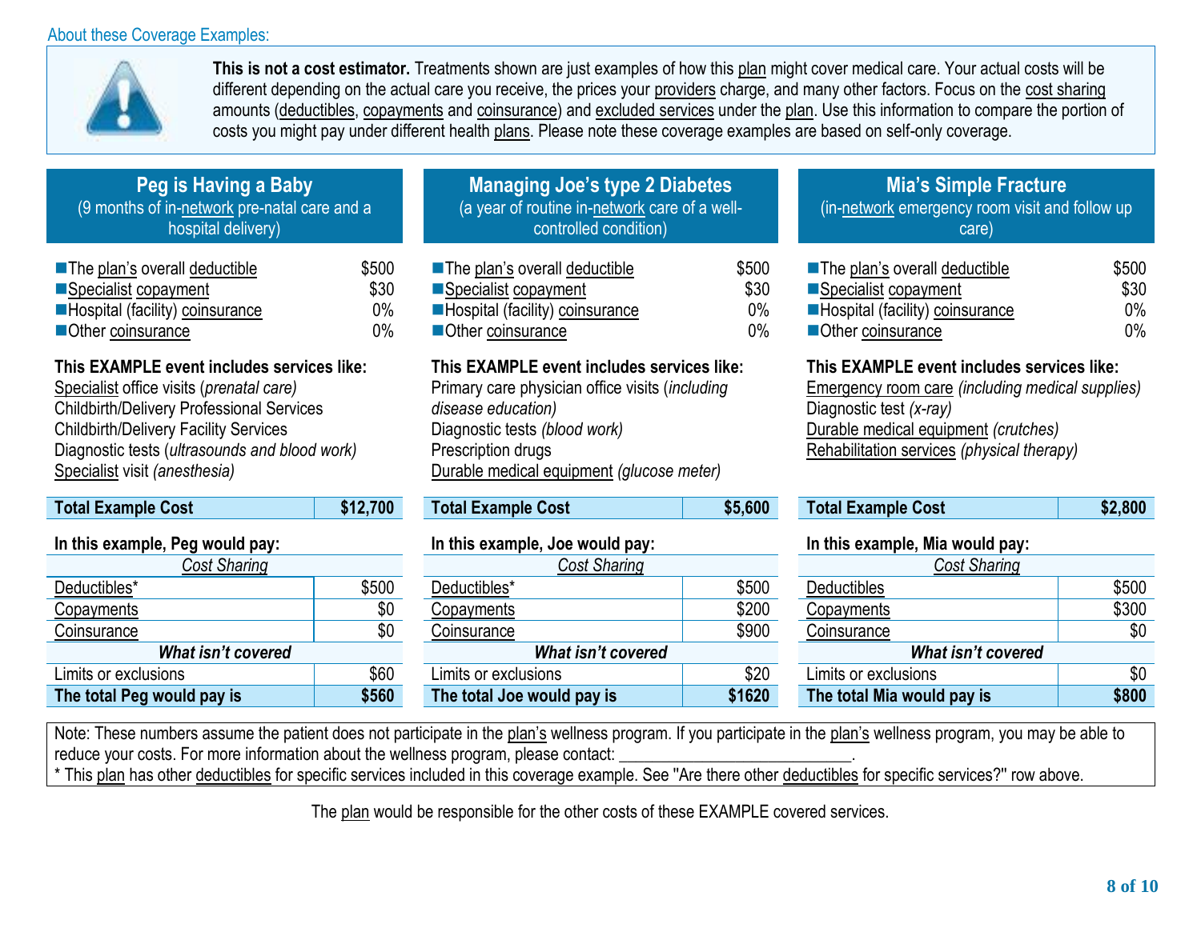## About these Coverage Examples:

**This is not a cost estimator.** Treatments shown are just examples of how this plan might cover medical care. Your actual costs will be different depending on the actual care you receive, the prices your providers charge, and many other factors. Focus on the cost sharing amounts (deductibles, copayments and coinsurance) and excluded services under the plan. Use this information to compare the portion of costs you might pay under different health plans. Please note these coverage examples are based on self-only coverage.

### Peg is Having a Baby
(9 months of in-network pre-natal care and a hospital delivery)

| | |
|---|---|
| The plan's overall deductible | $500 |
| Specialist copayment | $30 |
| Hospital (facility) coinsurance | 0% |
| Other coinsurance | 0% |

**This EXAMPLE event includes services like:**
Specialist office visits (*prenatal care)*
Childbirth/Delivery Professional Services
Childbirth/Delivery Facility Services
Diagnostic tests (*ultrasounds and blood work)*
Specialist visit *(anesthesia)*

| **Total Example Cost** | **$12,700** |
|---|---|

**In this example, Peg would pay:**

| *Cost Sharing* | |
|---|---|
| Deductibles* | $500 |
| Copayments | $0 |
| Coinsurance | $0 |
| ***What isn't covered*** | |
| Limits or exclusions | $60 |
| **The total Peg would pay is** | **$560** |

### Managing Joe's type 2 Diabetes
(a year of routine in-network care of a well-controlled condition)

| | |
|---|---|
| The plan's overall deductible | $500 |
| Specialist copayment | $30 |
| Hospital (facility) coinsurance | 0% |
| Other coinsurance | 0% |

**This EXAMPLE event includes services like:**
Primary care physician office visits (*including disease education)*
Diagnostic tests *(blood work)*
Prescription drugs
Durable medical equipment *(glucose meter)*

| **Total Example Cost** | **$5,600** |
|---|---|

**In this example, Joe would pay:**

| *Cost Sharing* | |
|---|---|
| Deductibles* | $500 |
| Copayments | $200 |
| Coinsurance | $900 |
| ***What isn't covered*** | |
| Limits or exclusions | $20 |
| **The total Joe would pay is** | **$1620** |

### Mia's Simple Fracture
(in-network emergency room visit and follow up care)

| | |
|---|---|
| The plan's overall deductible | $500 |
| Specialist copayment | $30 |
| Hospital (facility) coinsurance | 0% |
| Other coinsurance | 0% |

**This EXAMPLE event includes services like:**
Emergency room care *(including medical supplies)*
Diagnostic test *(x-ray)*
Durable medical equipment *(crutches)*
Rehabilitation services *(physical therapy)*

| **Total Example Cost** | **$2,800** |
|---|---|

**In this example, Mia would pay:**

| *Cost Sharing* | |
|---|---|
| Deductibles | $500 |
| Copayments | $300 |
| Coinsurance | $0 |
| ***What isn't covered*** | |
| Limits or exclusions | $0 |
| **The total Mia would pay is** | **$800** |

Note: These numbers assume the patient does not participate in the plan's wellness program. If you participate in the plan's wellness program, you may be able to reduce your costs. For more information about the wellness program, please contact: ___________________________.
* This plan has other deductibles for specific services included in this coverage example. See "Are there other deductibles for specific services?" row above.

The plan would be responsible for the other costs of these EXAMPLE covered services.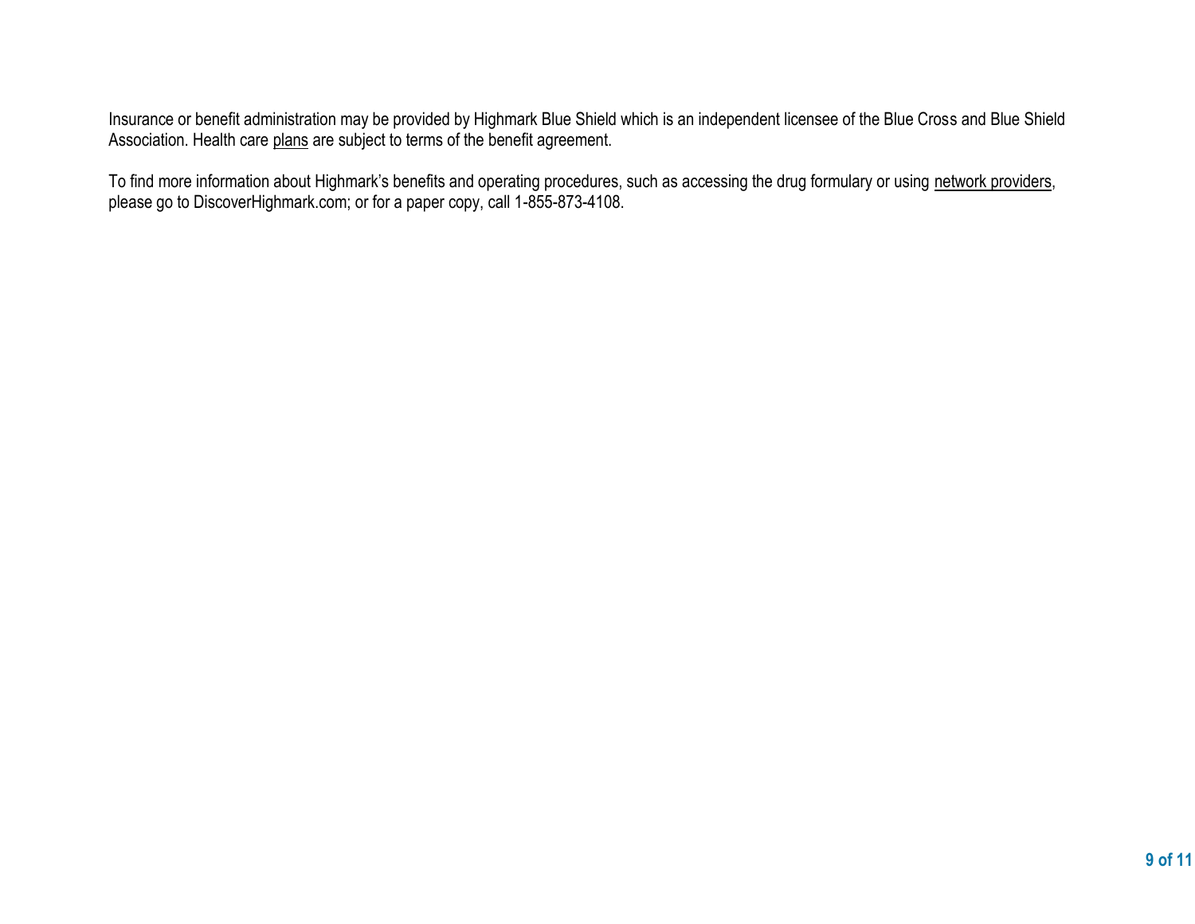Insurance or benefit administration may be provided by Highmark Blue Shield which is an independent licensee of the Blue Cross and Blue Shield Association. Health care plans are subject to terms of the benefit agreement.

To find more information about Highmark's benefits and operating procedures, such as accessing the drug formulary or using network providers, please go to DiscoverHighmark.com; or for a paper copy, call 1-855-873-4108.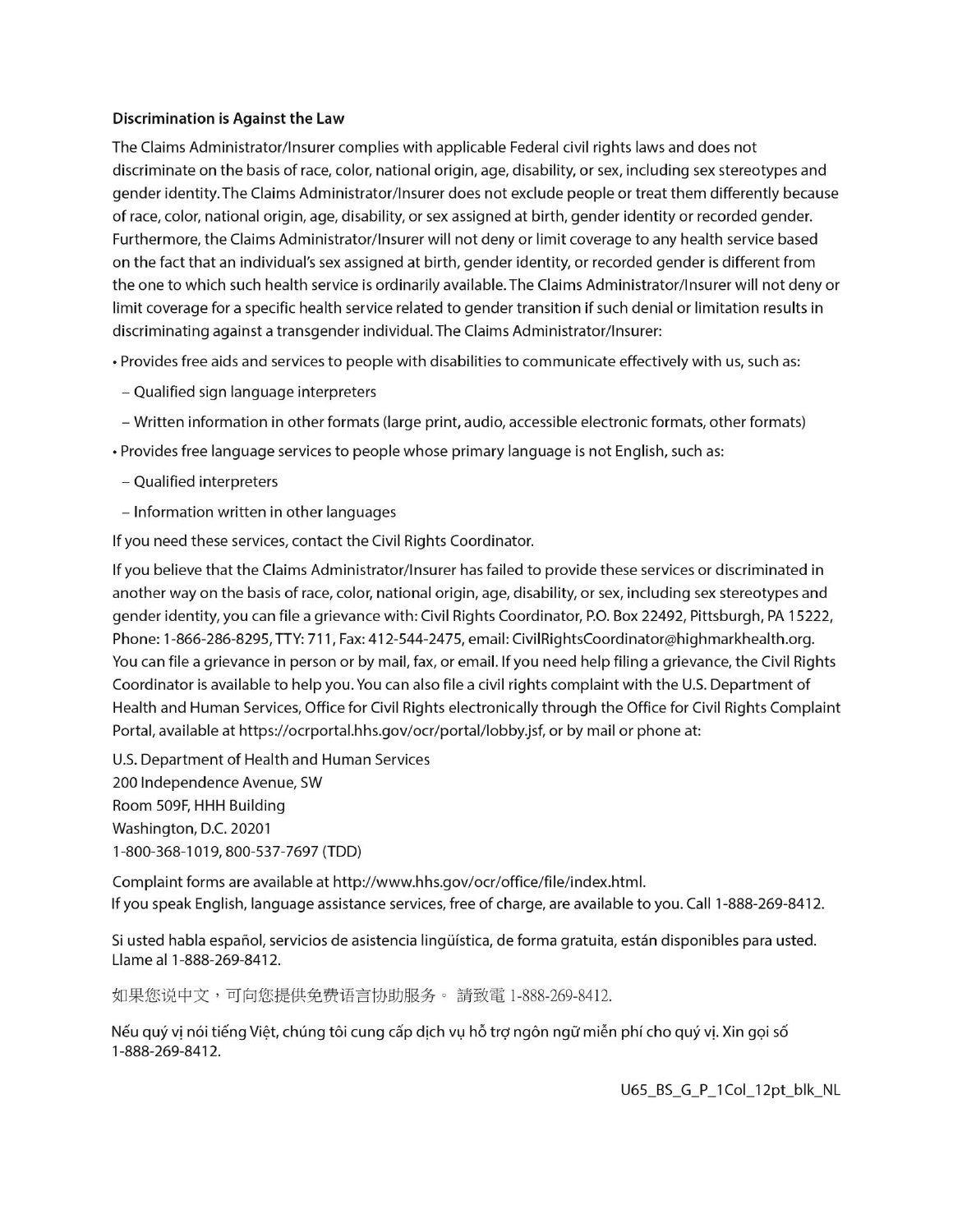**Discrimination is Against the Law**

The Claims Administrator/Insurer complies with applicable Federal civil rights laws and does not discriminate on the basis of race, color, national origin, age, disability, or sex, including sex stereotypes and gender identity. The Claims Administrator/Insurer does not exclude people or treat them differently because of race, color, national origin, age, disability, or sex assigned at birth, gender identity or recorded gender. Furthermore, the Claims Administrator/Insurer will not deny or limit coverage to any health service based on the fact that an individual's sex assigned at birth, gender identity, or recorded gender is different from the one to which such health service is ordinarily available. The Claims Administrator/Insurer will not deny or limit coverage for a specific health service related to gender transition if such denial or limitation results in discriminating against a transgender individual. The Claims Administrator/Insurer:

- Provides free aids and services to people with disabilities to communicate effectively with us, such as:
  - Qualified sign language interpreters
  - Written information in other formats (large print, audio, accessible electronic formats, other formats)
- Provides free language services to people whose primary language is not English, such as:
  - Qualified interpreters
  - Information written in other languages

If you need these services, contact the Civil Rights Coordinator.

If you believe that the Claims Administrator/Insurer has failed to provide these services or discriminated in another way on the basis of race, color, national origin, age, disability, or sex, including sex stereotypes and gender identity, you can file a grievance with: Civil Rights Coordinator, P.O. Box 22492, Pittsburgh, PA 15222, Phone: 1-866-286-8295, TTY: 711, Fax: 412-544-2475, email: CivilRightsCoordinator@highmarkhealth.org. You can file a grievance in person or by mail, fax, or email. If you need help filing a grievance, the Civil Rights Coordinator is available to help you. You can also file a civil rights complaint with the U.S. Department of Health and Human Services, Office for Civil Rights electronically through the Office for Civil Rights Complaint Portal, available at https://ocrportal.hhs.gov/ocr/portal/lobby.jsf, or by mail or phone at:

U.S. Department of Health and Human Services
200 Independence Avenue, SW
Room 509F, HHH Building
Washington, D.C. 20201
1-800-368-1019, 800-537-7697 (TDD)

Complaint forms are available at http://www.hhs.gov/ocr/office/file/index.html.
If you speak English, language assistance services, free of charge, are available to you. Call 1-888-269-8412.

Si usted habla español, servicios de asistencia lingüística, de forma gratuita, están disponibles para usted. Llame al 1-888-269-8412.

如果您说中文，可向您提供免费语言协助服务。 請致電 1-888-269-8412.

Nếu quý vị nói tiếng Việt, chúng tôi cung cấp dịch vụ hỗ trợ ngôn ngữ miễn phí cho quý vị. Xin gọi số 1-888-269-8412.

U65_BS_G_P_1Col_12pt_blk_NL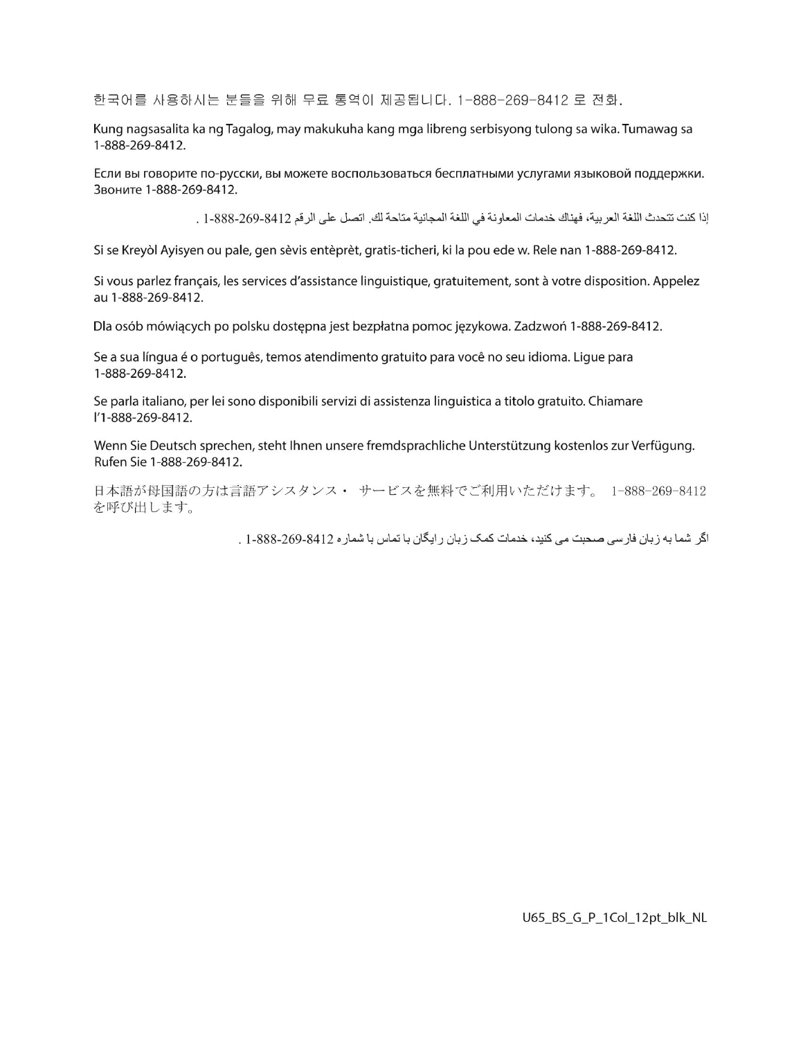한국어를 사용하시는 분들을 위해 무료 통역이 제공됩니다. 1-888-269-8412 로 전화.

Kung nagsasalita ka ng Tagalog, may makukuha kang mga libreng serbisyong tulong sa wika. Tumawag sa 1-888-269-8412.

Если вы говорите по-русски, вы можете воспользоваться бесплатными услугами языковой поддержки. Звоните 1-888-269-8412.

إذا كنت تتحدث اللغة العربية، فهناك خدمات المعاونة في اللغة المجانية متاحة لك. اتصل على الرقم 1-888-269-8412 .

Si se Kreyòl Ayisyen ou pale, gen sèvis entèprèt, gratis-ticheri, ki la pou ede w. Rele nan 1-888-269-8412.

Si vous parlez français, les services d'assistance linguistique, gratuitement, sont à votre disposition. Appelez au 1-888-269-8412.

Dla osób mówiących po polsku dostępna jest bezpłatna pomoc językowa. Zadzwoń 1-888-269-8412.

Se a sua língua é o português, temos atendimento gratuito para você no seu idioma. Ligue para 1-888-269-8412.

Se parla italiano, per lei sono disponibili servizi di assistenza linguistica a titolo gratuito. Chiamare l'1-888-269-8412.

Wenn Sie Deutsch sprechen, steht Ihnen unsere fremdsprachliche Unterstützung kostenlos zur Verfügung. Rufen Sie 1-888-269-8412.

日本語が母国語の方は言語アシスタンス・ サービスを無料でご利用いただけます。 1-888-269-8412 を呼び出します。

اگر شما به زبان فارسی صحبت می کنید، خدمات کمک زبان رایگان با تماس با شماره 1-888-269-8412 .

U65_BS_G_P_1Col_12pt_blk_NL